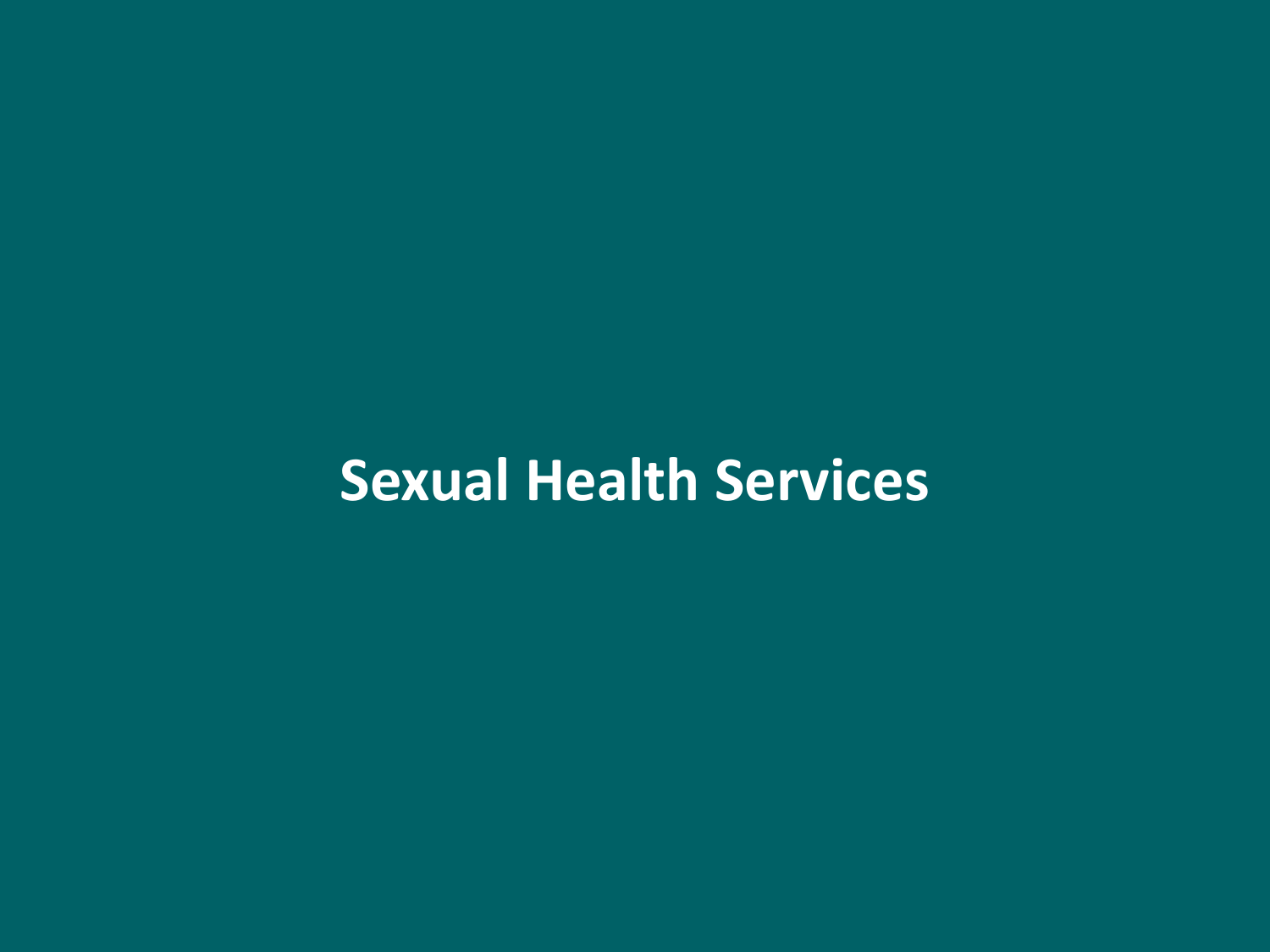# Sexual Health Services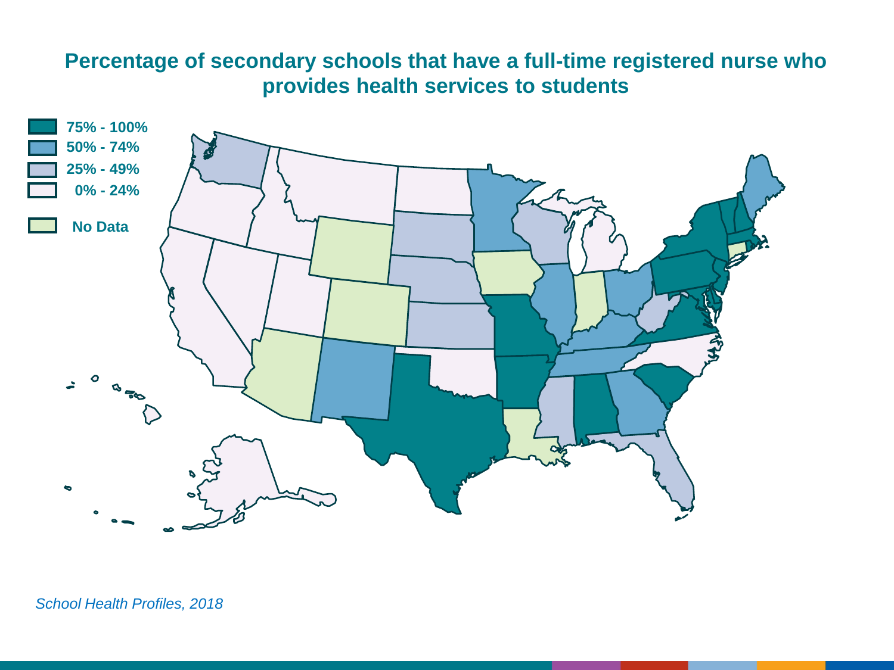# Percentage of secondary schools that have a full-time registered nurse who provides health services to students

- 75% - 100%
- 50% - 74%
- 25% - 49%
- 0% - 24%
- No Data

*School Health Profiles, 2018*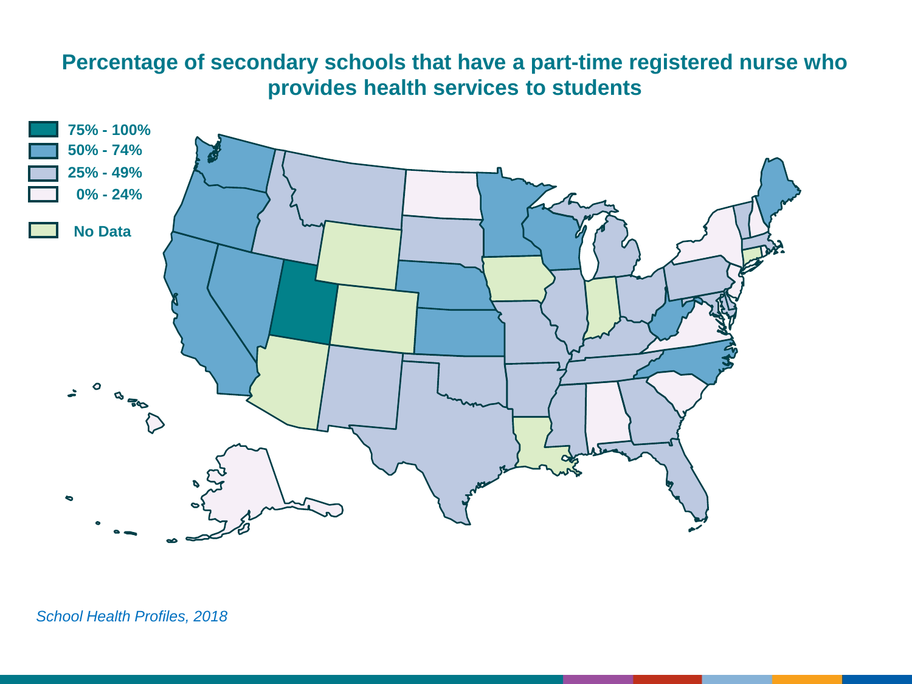# Percentage of secondary schools that have a part-time registered nurse who provides health services to students

- 75% - 100%
- 50% - 74%
- 25% - 49%
- 0% - 24%
- No Data

*School Health Profiles, 2018*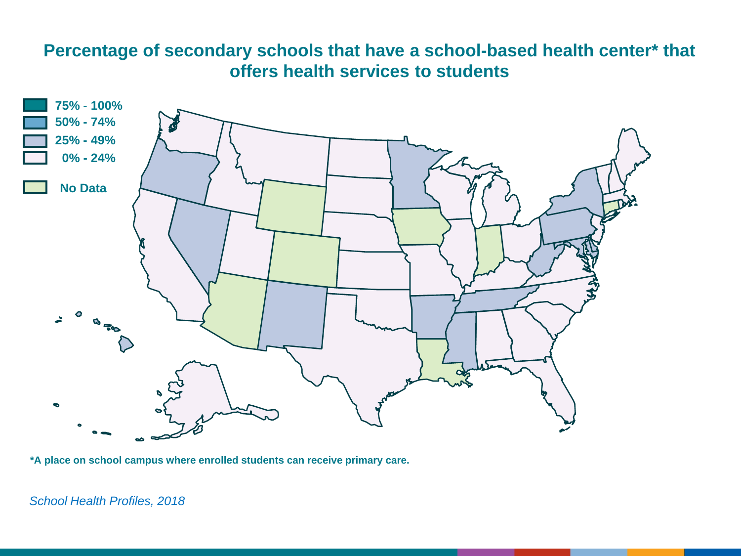# Percentage of secondary schools that have a school-based health center* that offers health services to students

- 75% - 100%
- 50% - 74%
- 25% - 49%
- 0% - 24%
- No Data

*A place on school campus where enrolled students can receive primary care.

*School Health Profiles, 2018*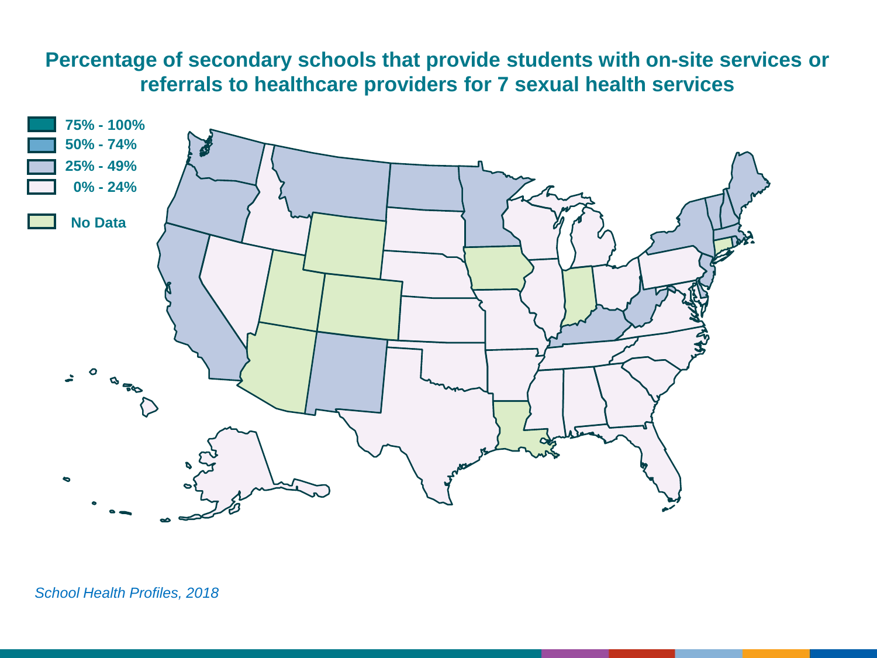# Percentage of secondary schools that provide students with on-site services or referrals to healthcare providers for 7 sexual health services

- 75% - 100%
- 50% - 74%
- 25% - 49%
- 0% - 24%
- No Data

*School Health Profiles, 2018*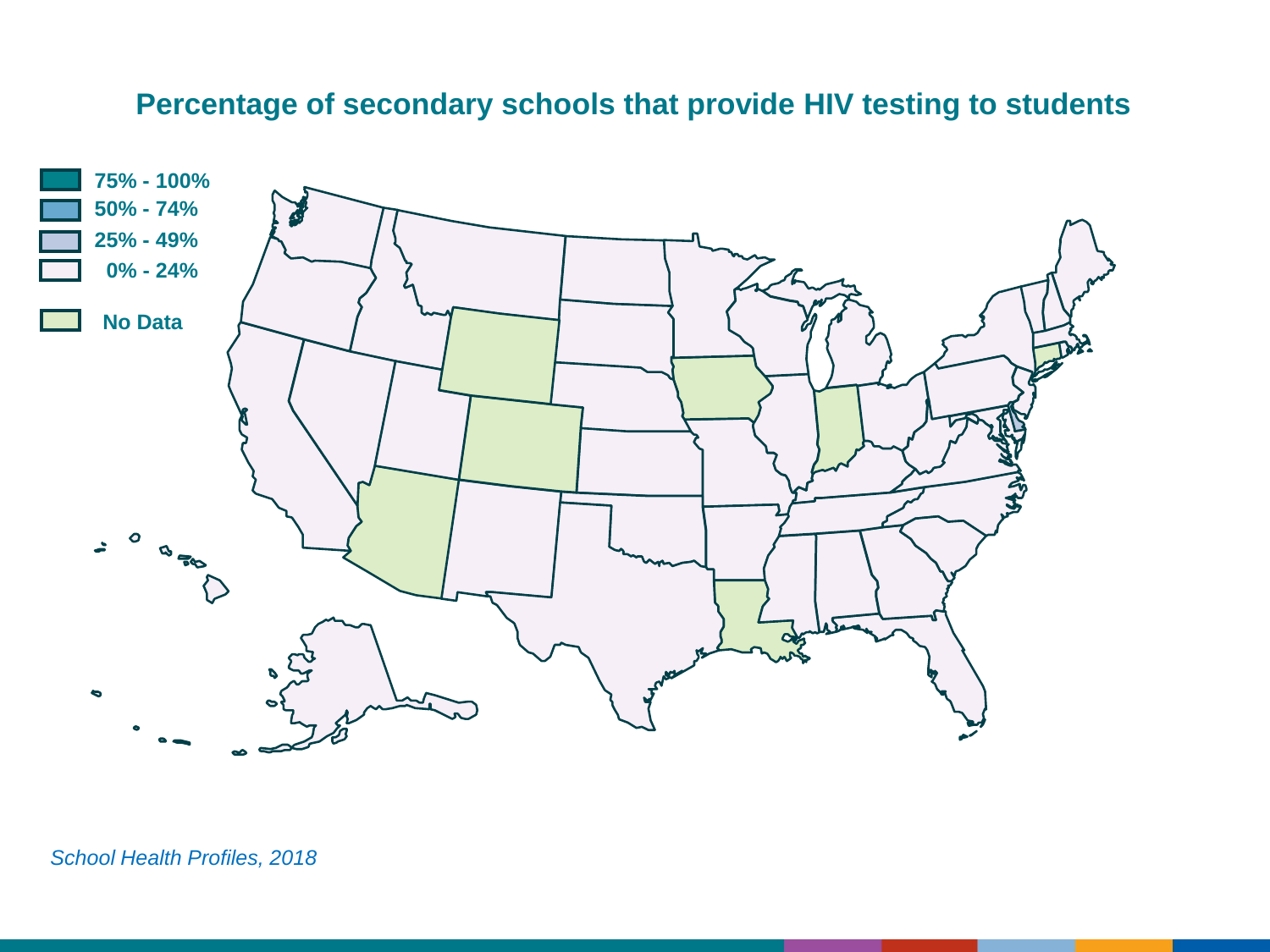## Percentage of secondary schools that provide HIV testing to students

- 75% - 100%
- 50% - 74%
- 25% - 49%
- 0% - 24%
- No Data

*School Health Profiles, 2018*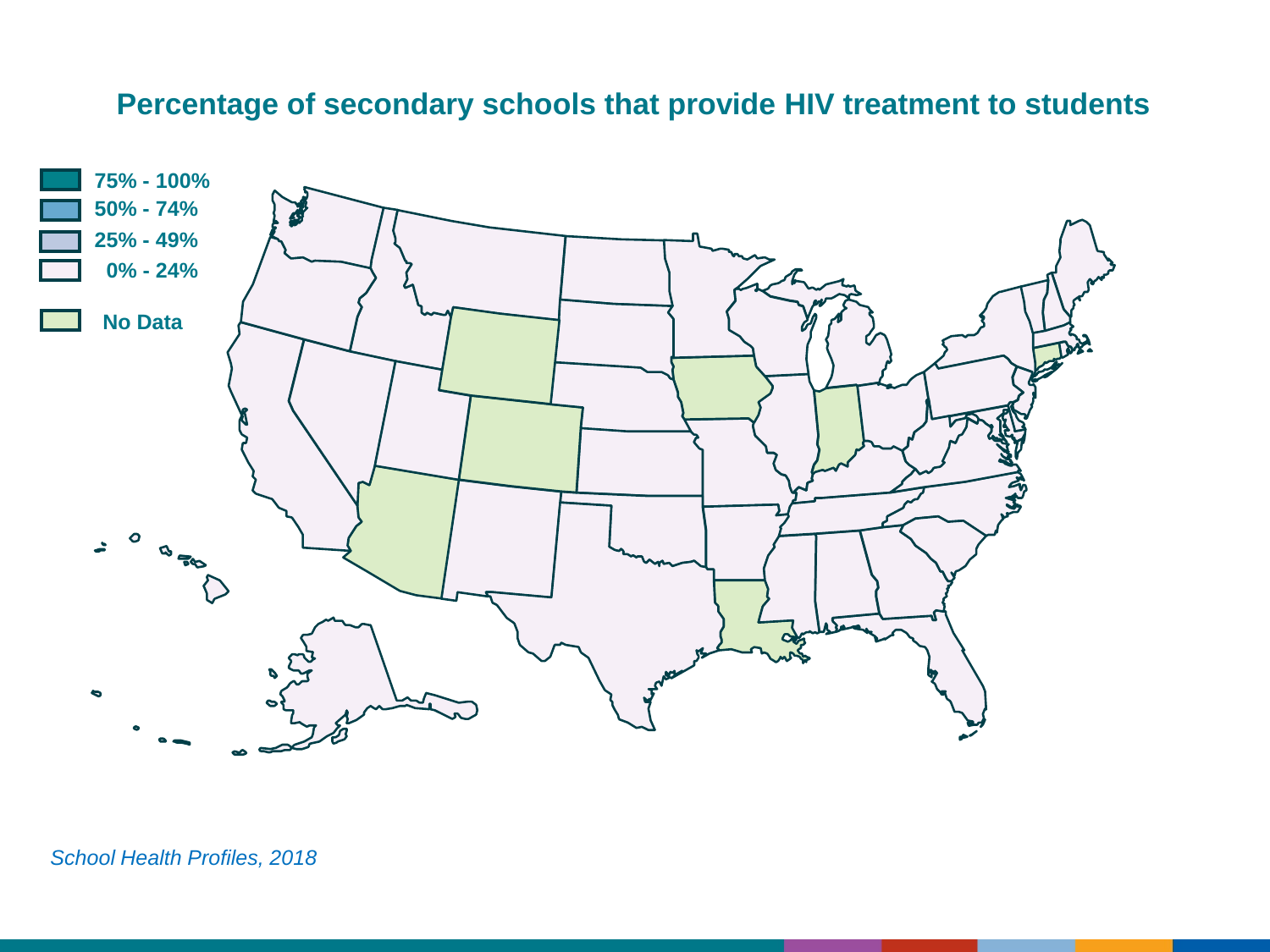# Percentage of secondary schools that provide HIV treatment to students

- 75% - 100%
- 50% - 74%
- 25% - 49%
- 0% - 24%
- No Data

*School Health Profiles, 2018*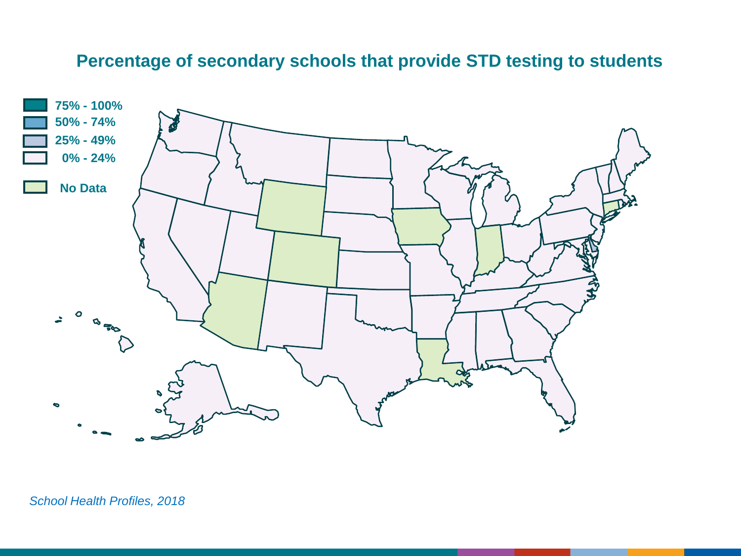# Percentage of secondary schools that provide STD testing to students

- 75% - 100%
- 50% - 74%
- 25% - 49%
- 0% - 24%
- No Data

*School Health Profiles, 2018*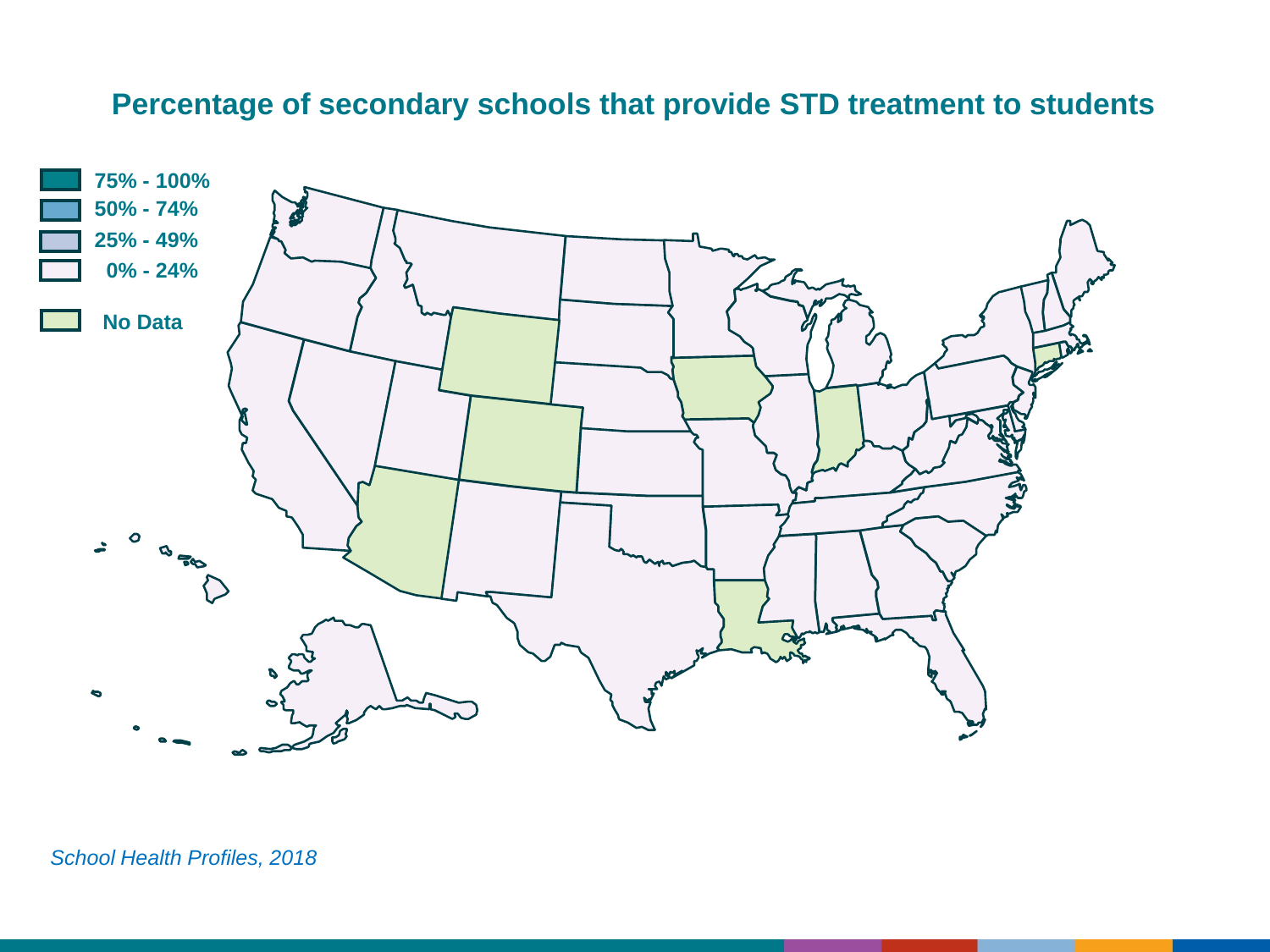# Percentage of secondary schools that provide STD treatment to students

- 75% - 100%
- 50% - 74%
- 25% - 49%
- 0% - 24%
- No Data

*School Health Profiles, 2018*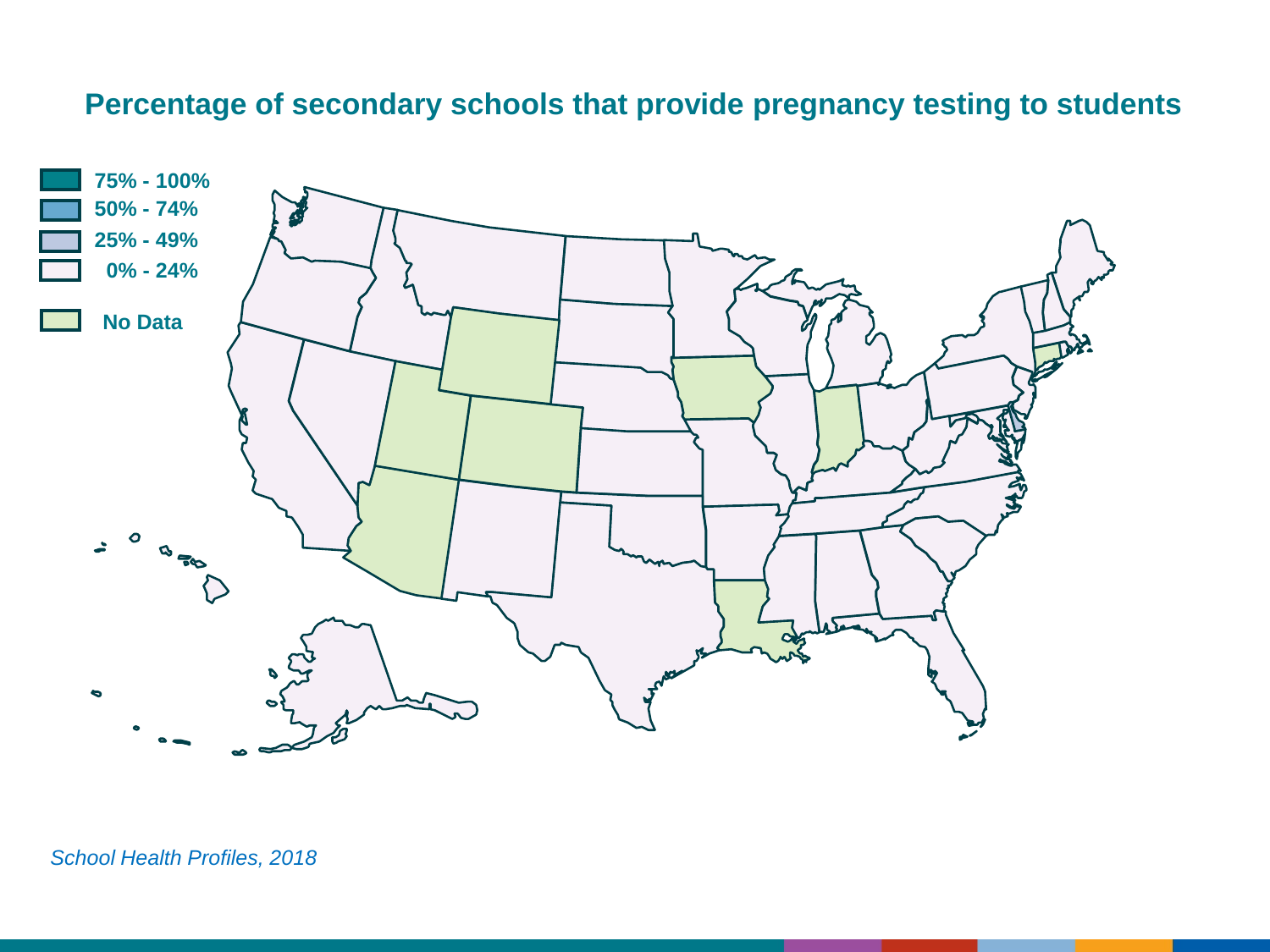# Percentage of secondary schools that provide pregnancy testing to students

- 75% - 100%
- 50% - 74%
- 25% - 49%
- 0% - 24%
- No Data

*School Health Profiles, 2018*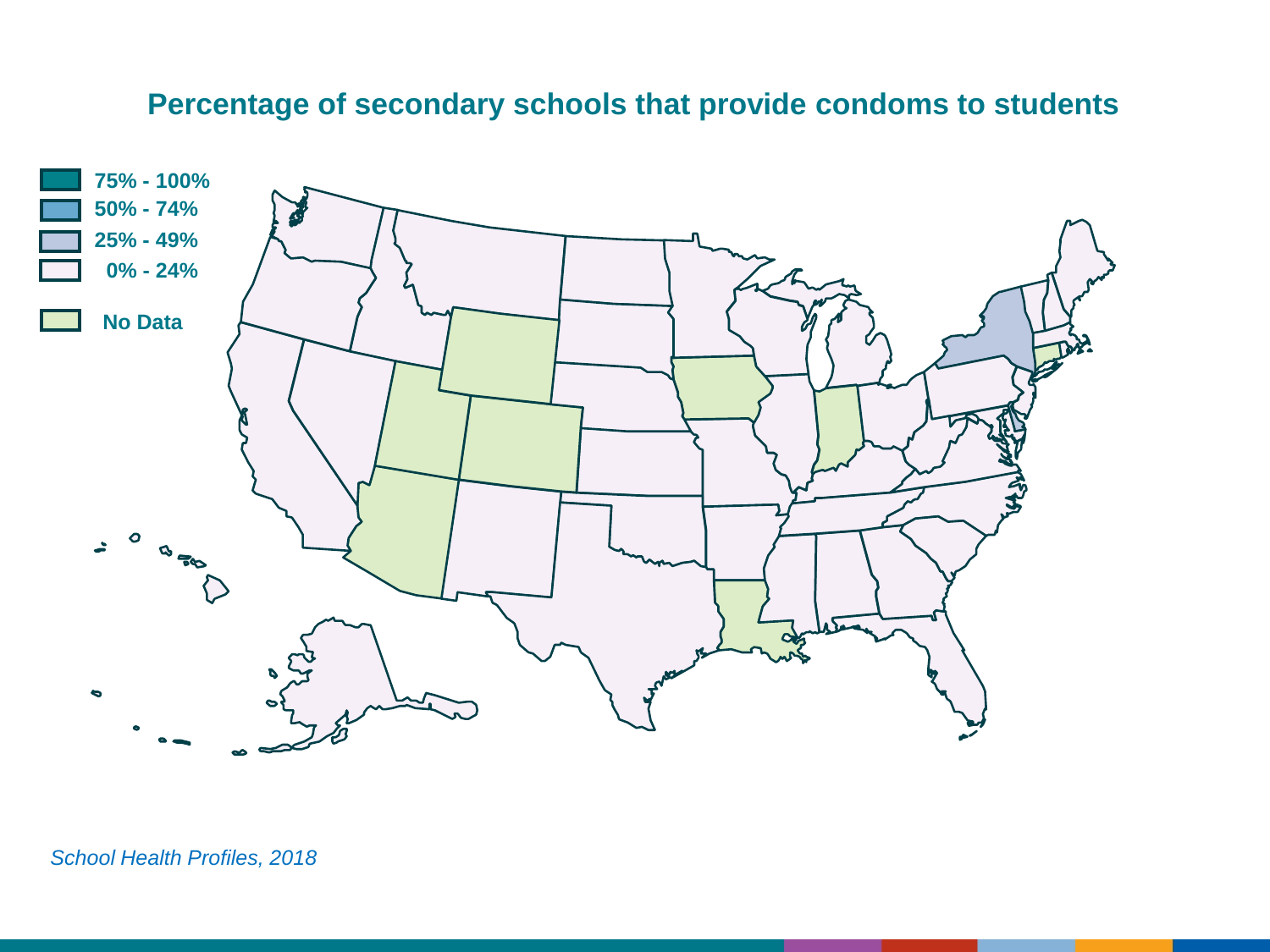## Percentage of secondary schools that provide condoms to students

- 75% - 100%
- 50% - 74%
- 25% - 49%
- 0% - 24%
- No Data

*School Health Profiles, 2018*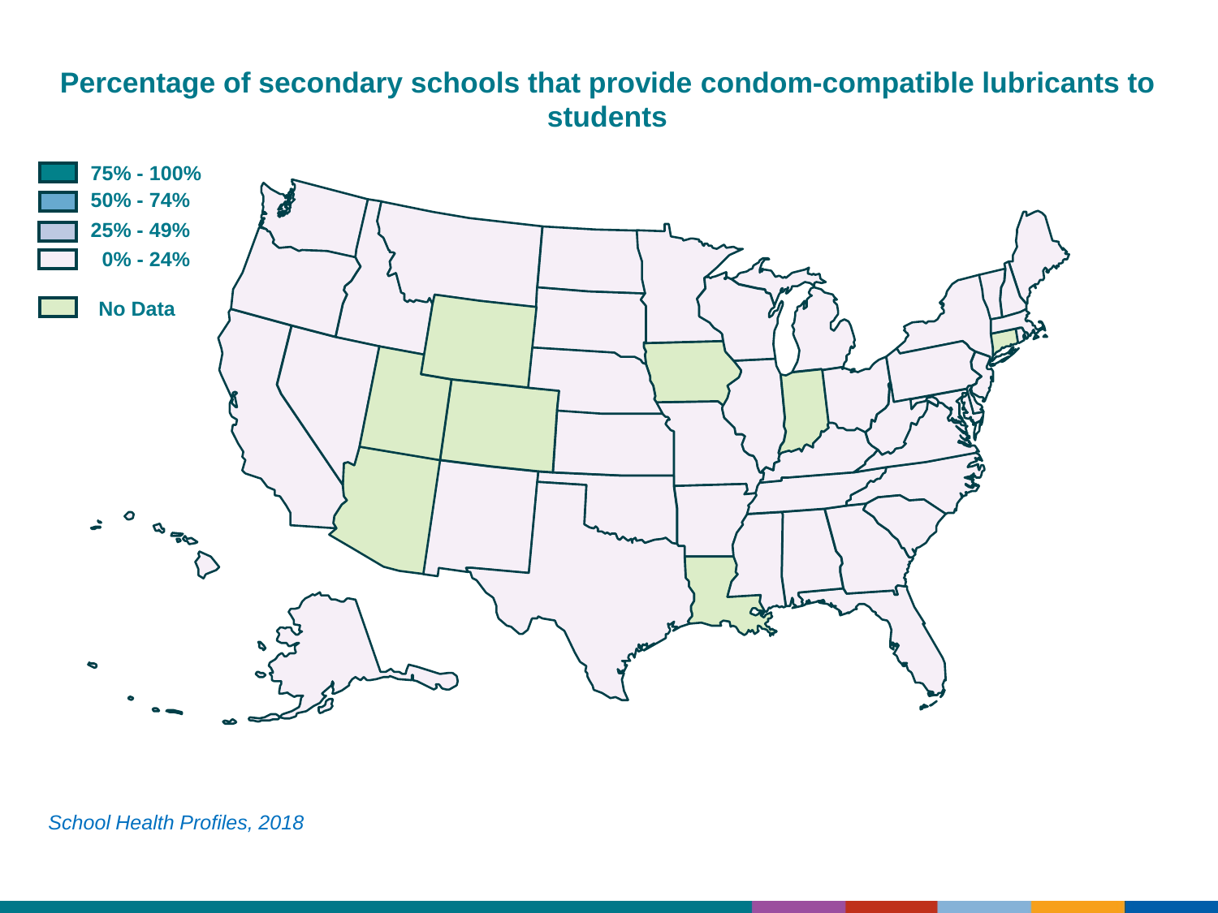# Percentage of secondary schools that provide condom-compatible lubricants to students

- 75% - 100%
- 50% - 74%
- 25% - 49%
- 0% - 24%
- No Data

*School Health Profiles, 2018*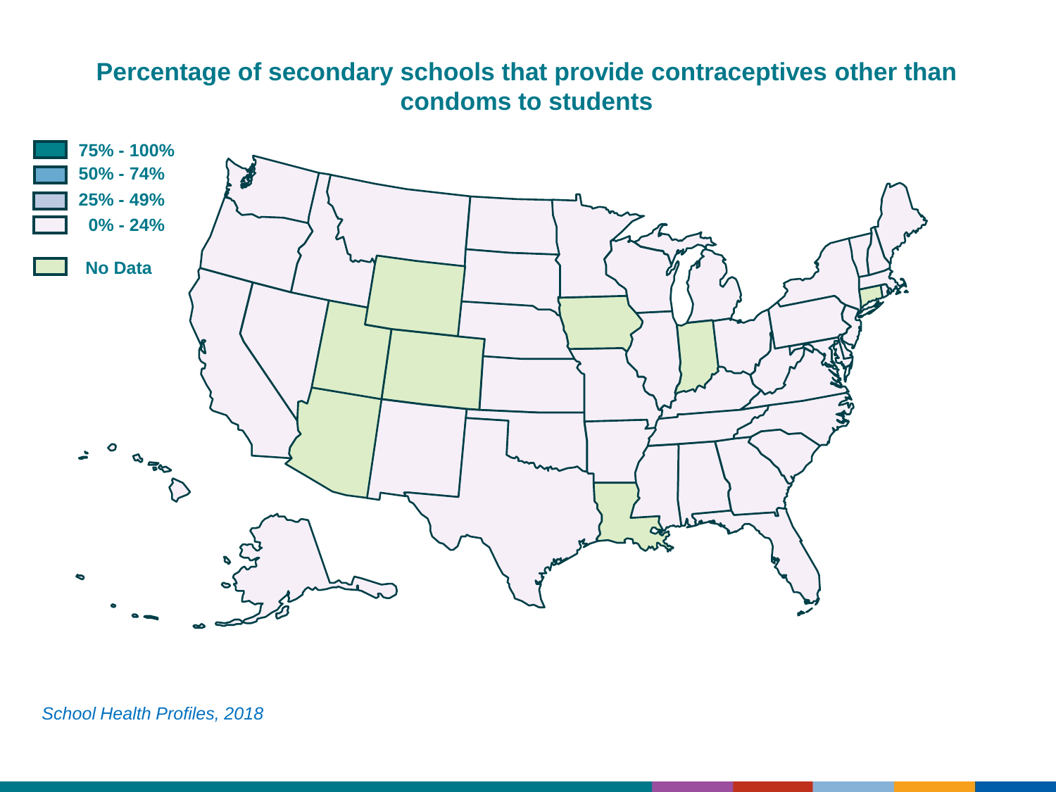# Percentage of secondary schools that provide contraceptives other than condoms to students

- 75% - 100%
- 50% - 74%
- 25% - 49%
- 0% - 24%
- No Data

*School Health Profiles, 2018*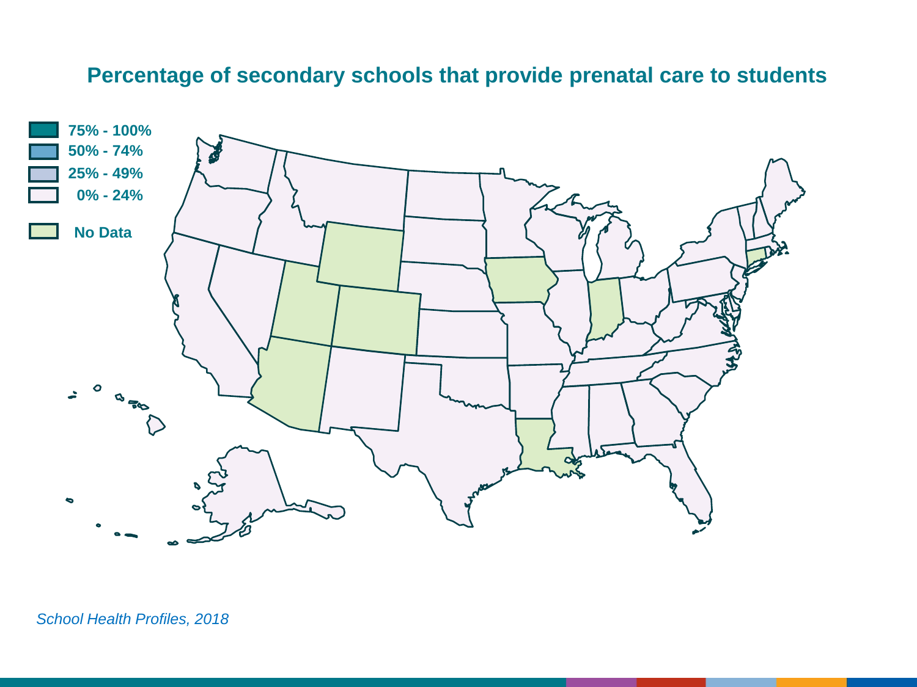# Percentage of secondary schools that provide prenatal care to students

- 75% - 100%
- 50% - 74%
- 25% - 49%
- 0% - 24%
- No Data

*School Health Profiles, 2018*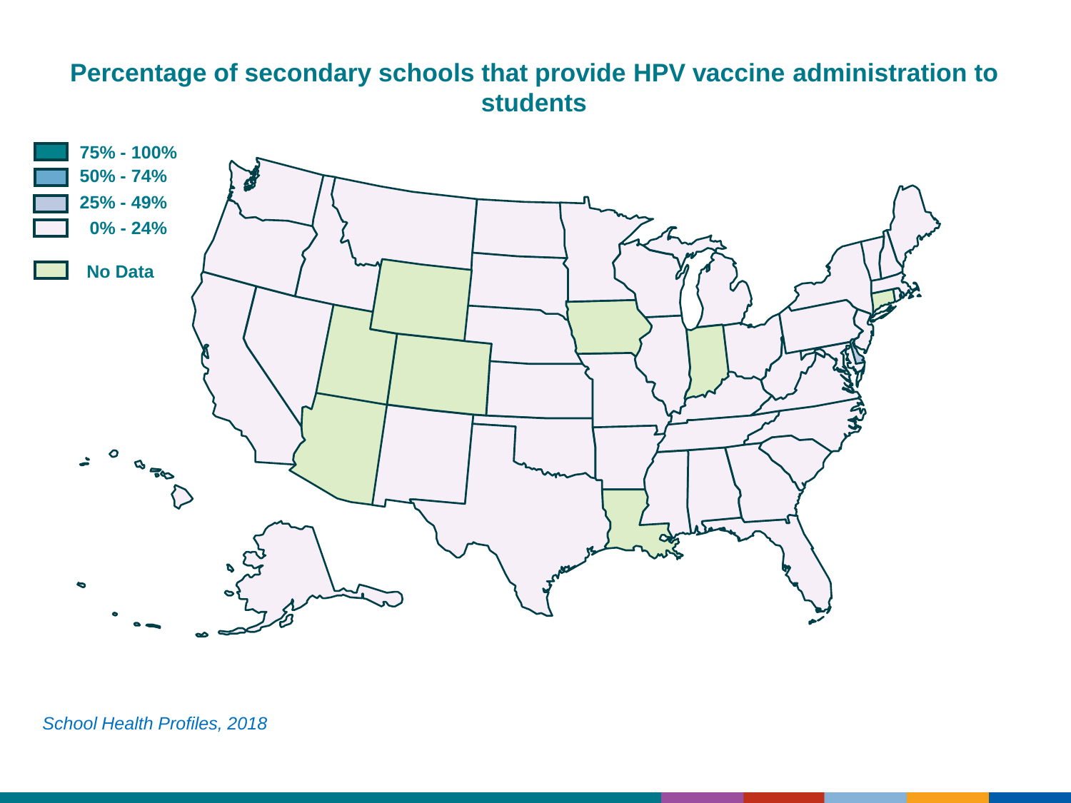# Percentage of secondary schools that provide HPV vaccine administration to students

- 75% - 100%
- 50% - 74%
- 25% - 49%
- 0% - 24%
- No Data

*School Health Profiles, 2018*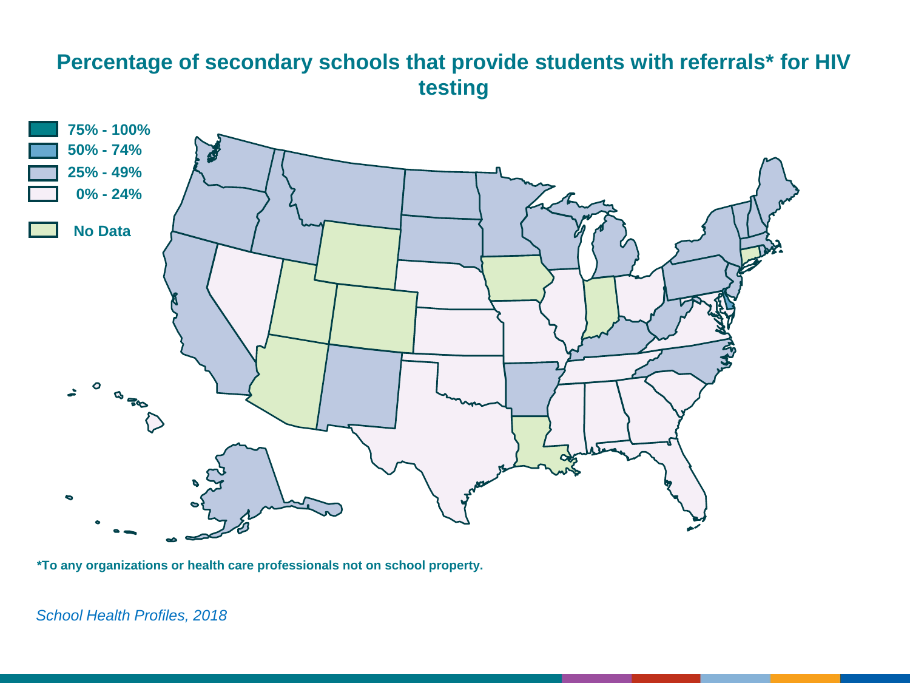# Percentage of secondary schools that provide students with referrals* for HIV testing

- 75% - 100%
- 50% - 74%
- 25% - 49%
- 0% - 24%
- No Data

*To any organizations or health care professionals not on school property.

*School Health Profiles, 2018*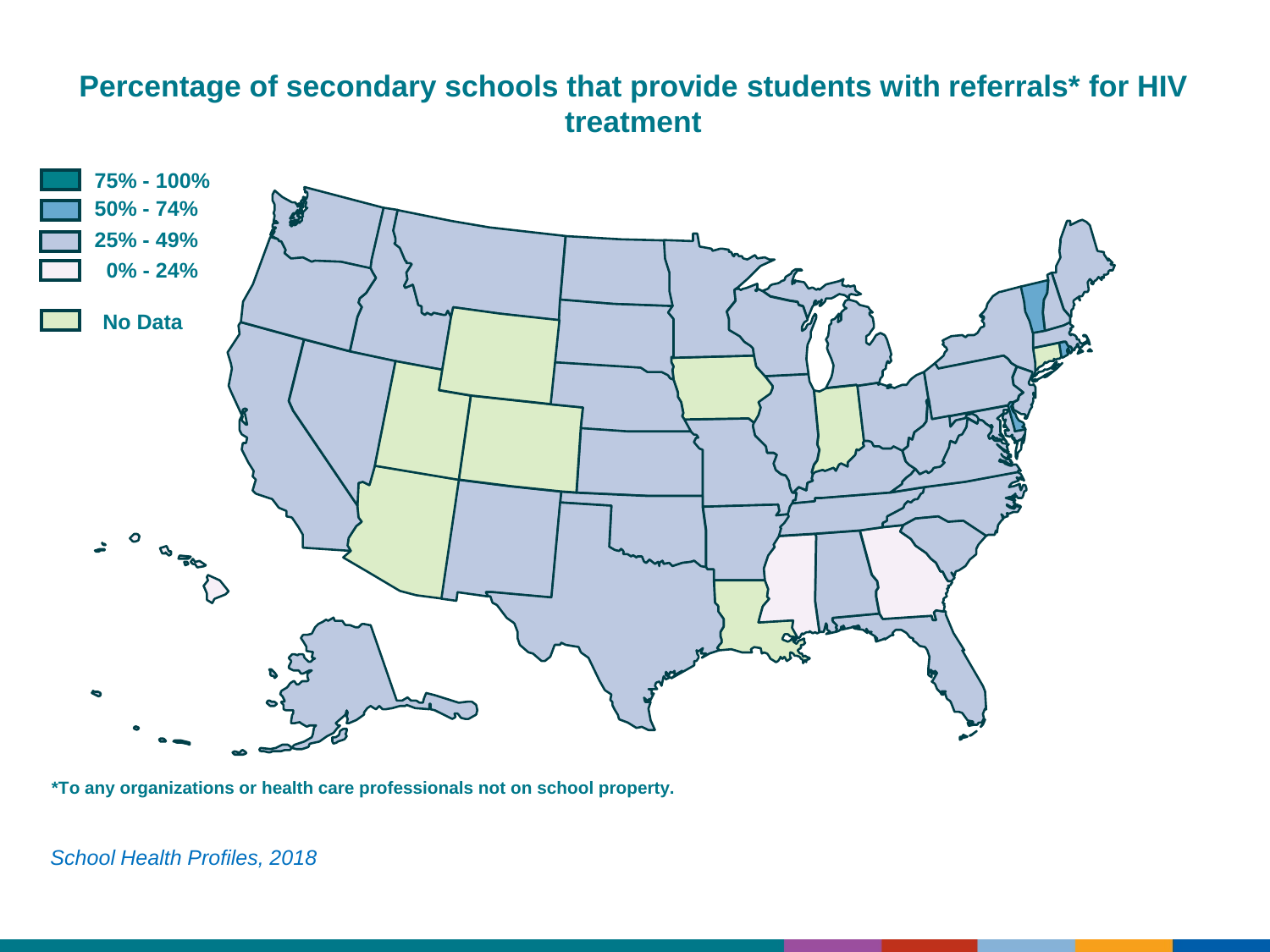# Percentage of secondary schools that provide students with referrals* for HIV treatment

- 75% - 100%
- 50% - 74%
- 25% - 49%
- 0% - 24%
- No Data

*To any organizations or health care professionals not on school property.

*School Health Profiles, 2018*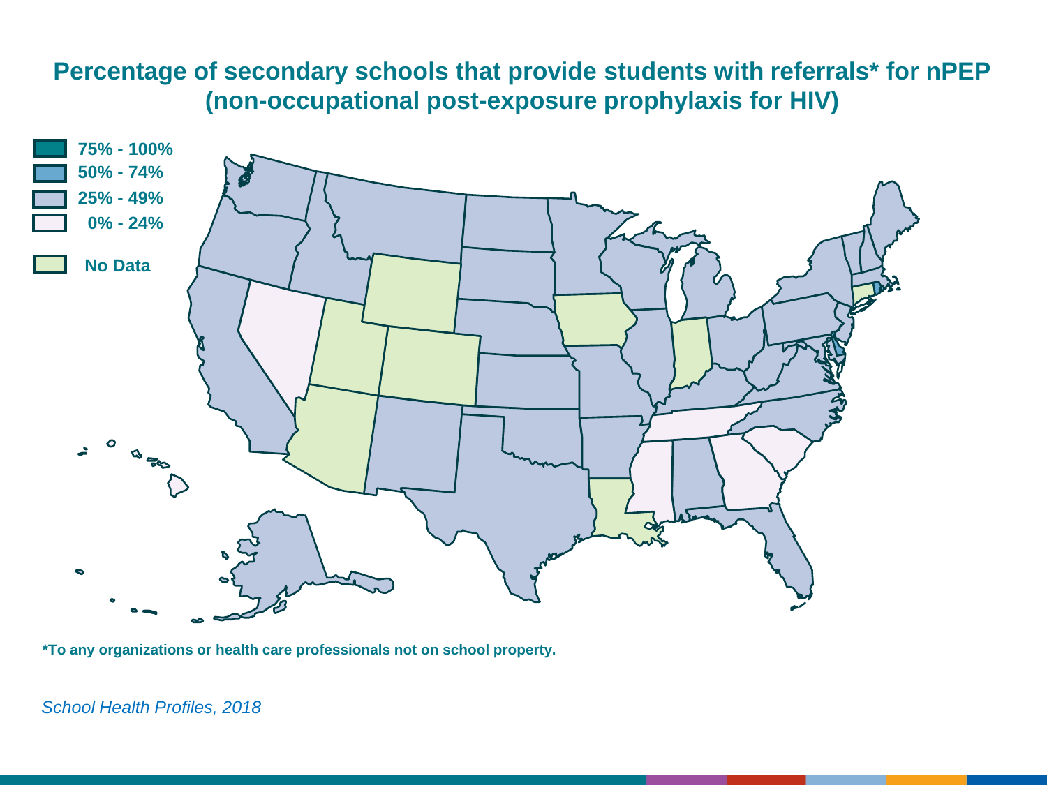# Percentage of secondary schools that provide students with referrals* for nPEP (non-occupational post-exposure prophylaxis for HIV)

- 75% - 100%
- 50% - 74%
- 25% - 49%
- 0% - 24%
- No Data

*To any organizations or health care professionals not on school property.

*School Health Profiles, 2018*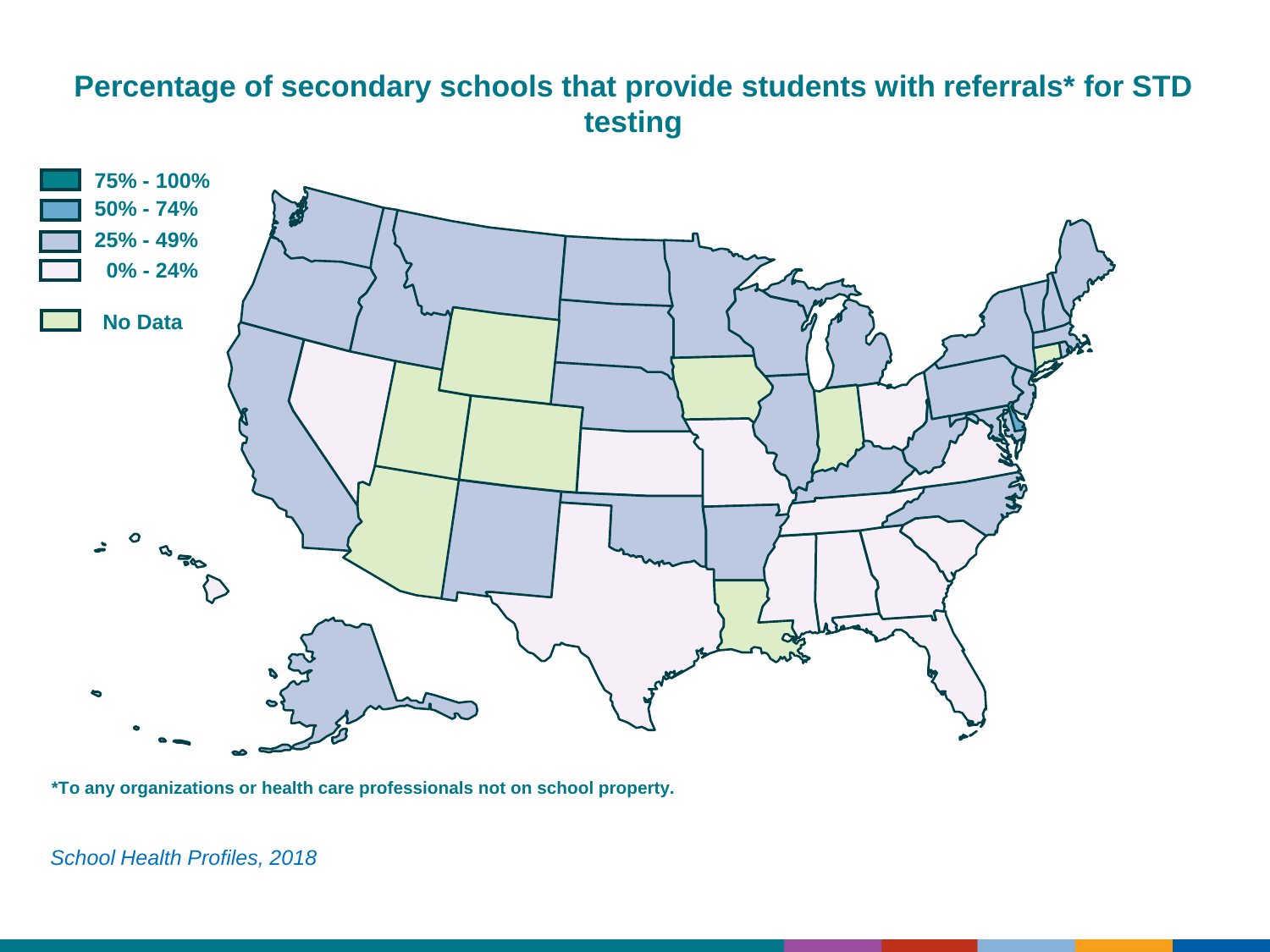# Percentage of secondary schools that provide students with referrals* for STD testing

- 75% - 100%
- 50% - 74%
- 25% - 49%
- 0% - 24%
- No Data

*To any organizations or health care professionals not on school property.

*School Health Profiles, 2018*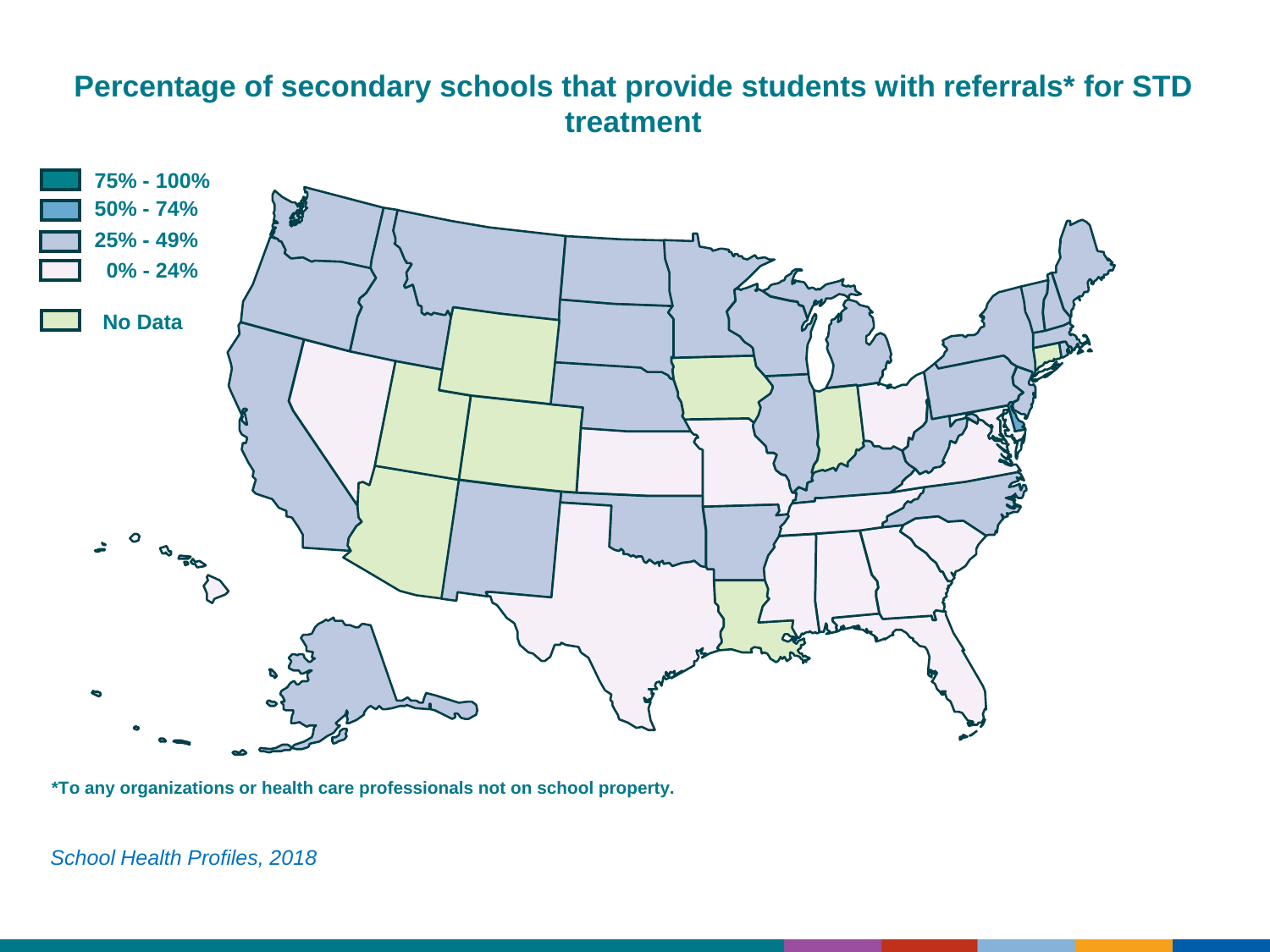# Percentage of secondary schools that provide students with referrals* for STD treatment

- 75% - 100%
- 50% - 74%
- 25% - 49%
- 0% - 24%
- No Data

*To any organizations or health care professionals not on school property.

*School Health Profiles, 2018*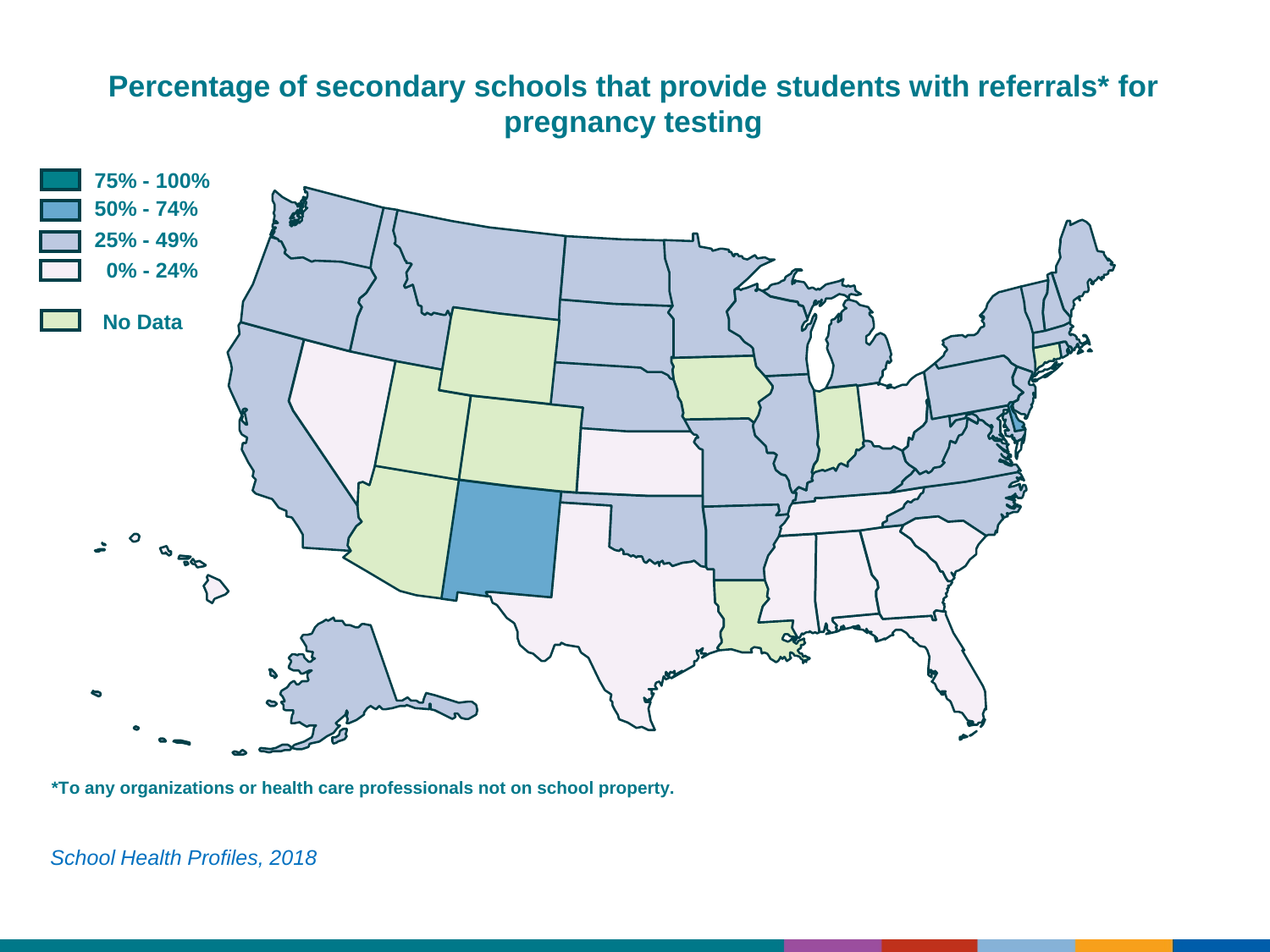# Percentage of secondary schools that provide students with referrals* for pregnancy testing

- 75% - 100%
- 50% - 74%
- 25% - 49%
- 0% - 24%
- No Data

*To any organizations or health care professionals not on school property.

*School Health Profiles, 2018*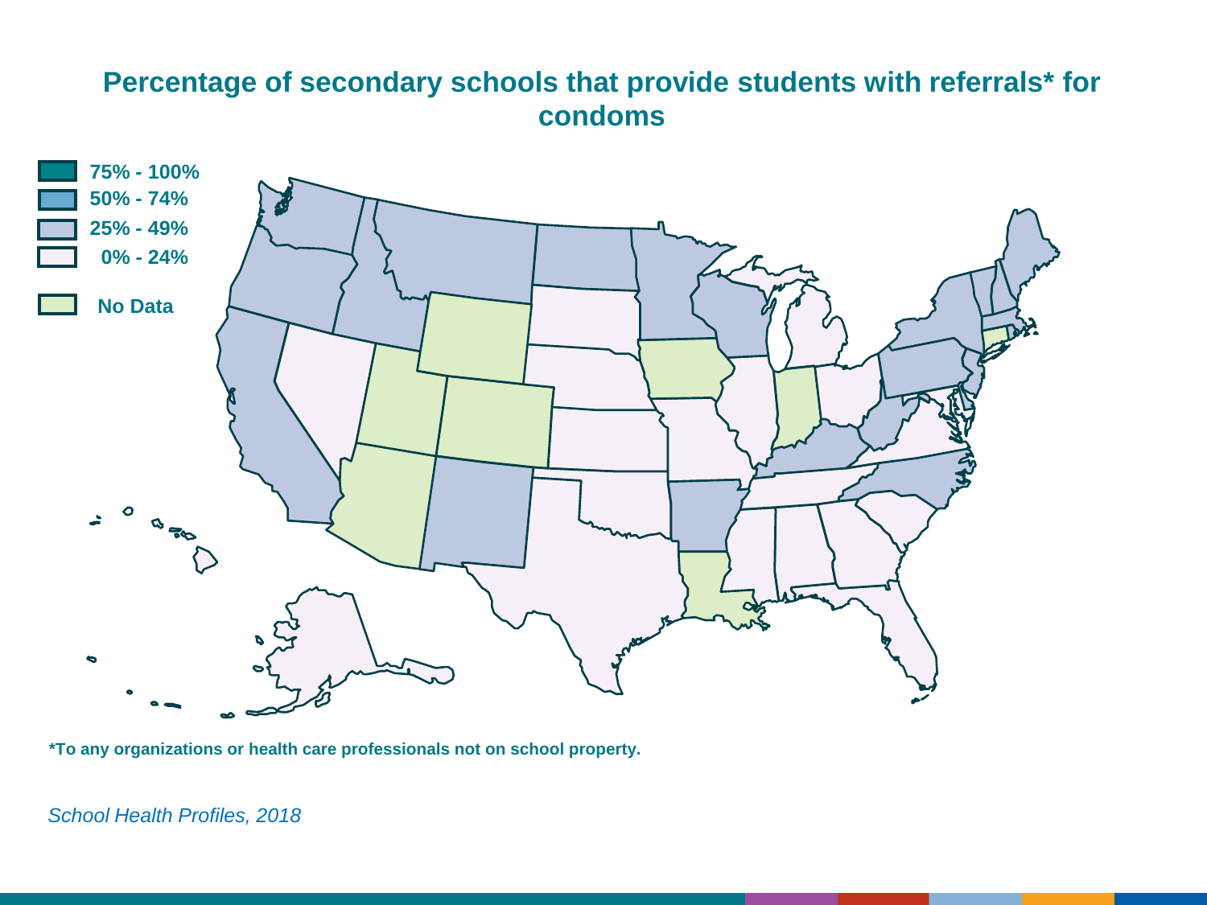# Percentage of secondary schools that provide students with referrals* for condoms

- 75% - 100%
- 50% - 74%
- 25% - 49%
- 0% - 24%
- No Data

*To any organizations or health care professionals not on school property.

*School Health Profiles, 2018*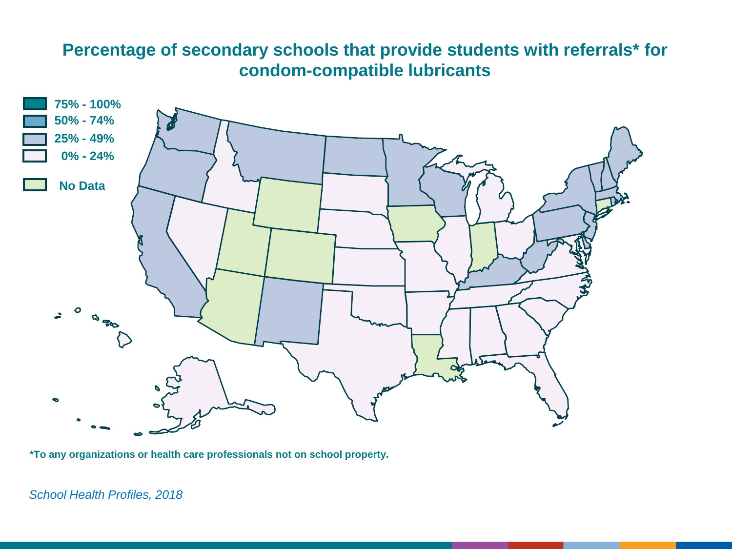# Percentage of secondary schools that provide students with referrals* for condom-compatible lubricants

- 75% - 100%
- 50% - 74%
- 25% - 49%
- 0% - 24%
- No Data

**\*To any organizations or health care professionals not on school property.**

*School Health Profiles, 2018*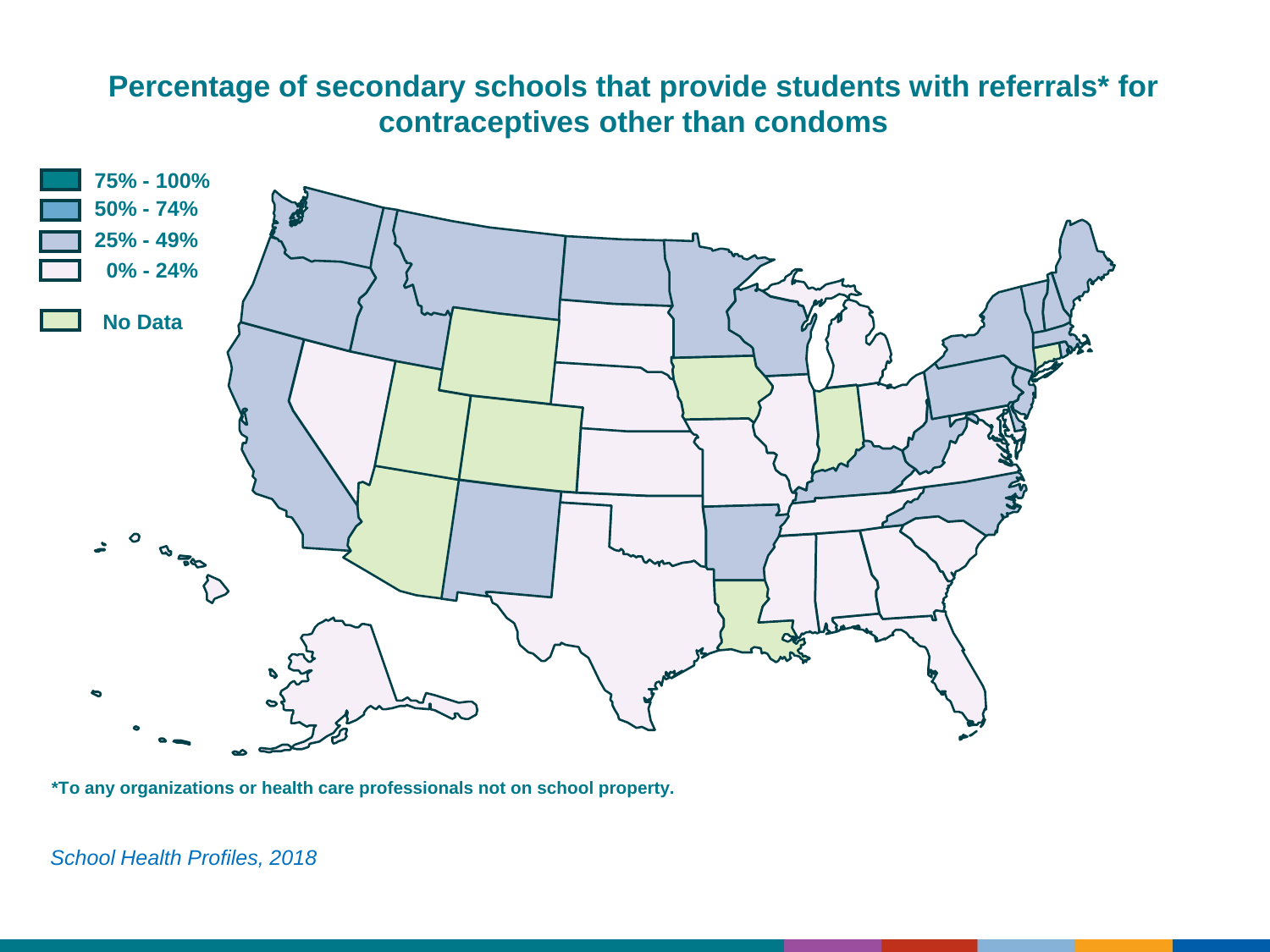# Percentage of secondary schools that provide students with referrals* for contraceptives other than condoms

- 75% - 100%
- 50% - 74%
- 25% - 49%
- 0% - 24%
- No Data

*To any organizations or health care professionals not on school property.

*School Health Profiles, 2018*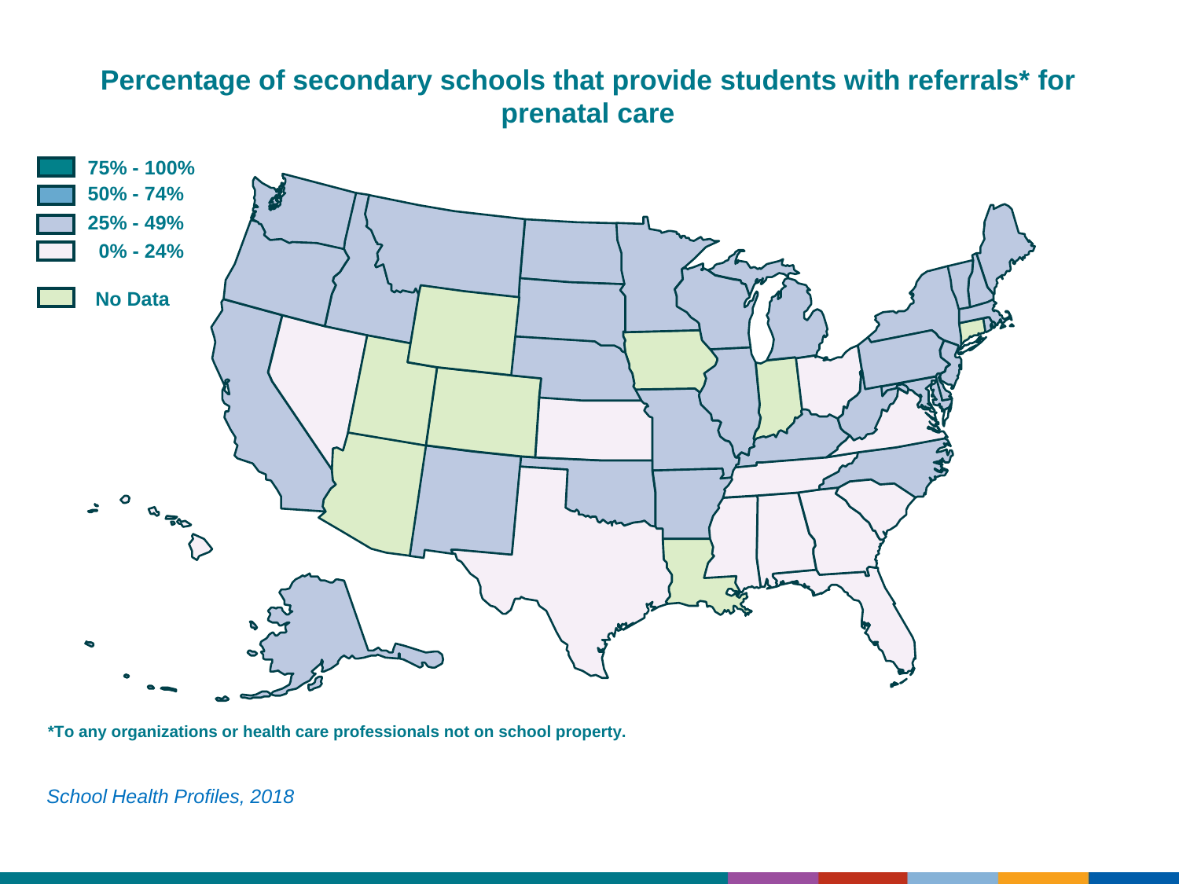# Percentage of secondary schools that provide students with referrals* for prenatal care

- 75% - 100%
- 50% - 74%
- 25% - 49%
- 0% - 24%
- No Data

*To any organizations or health care professionals not on school property.

*School Health Profiles, 2018*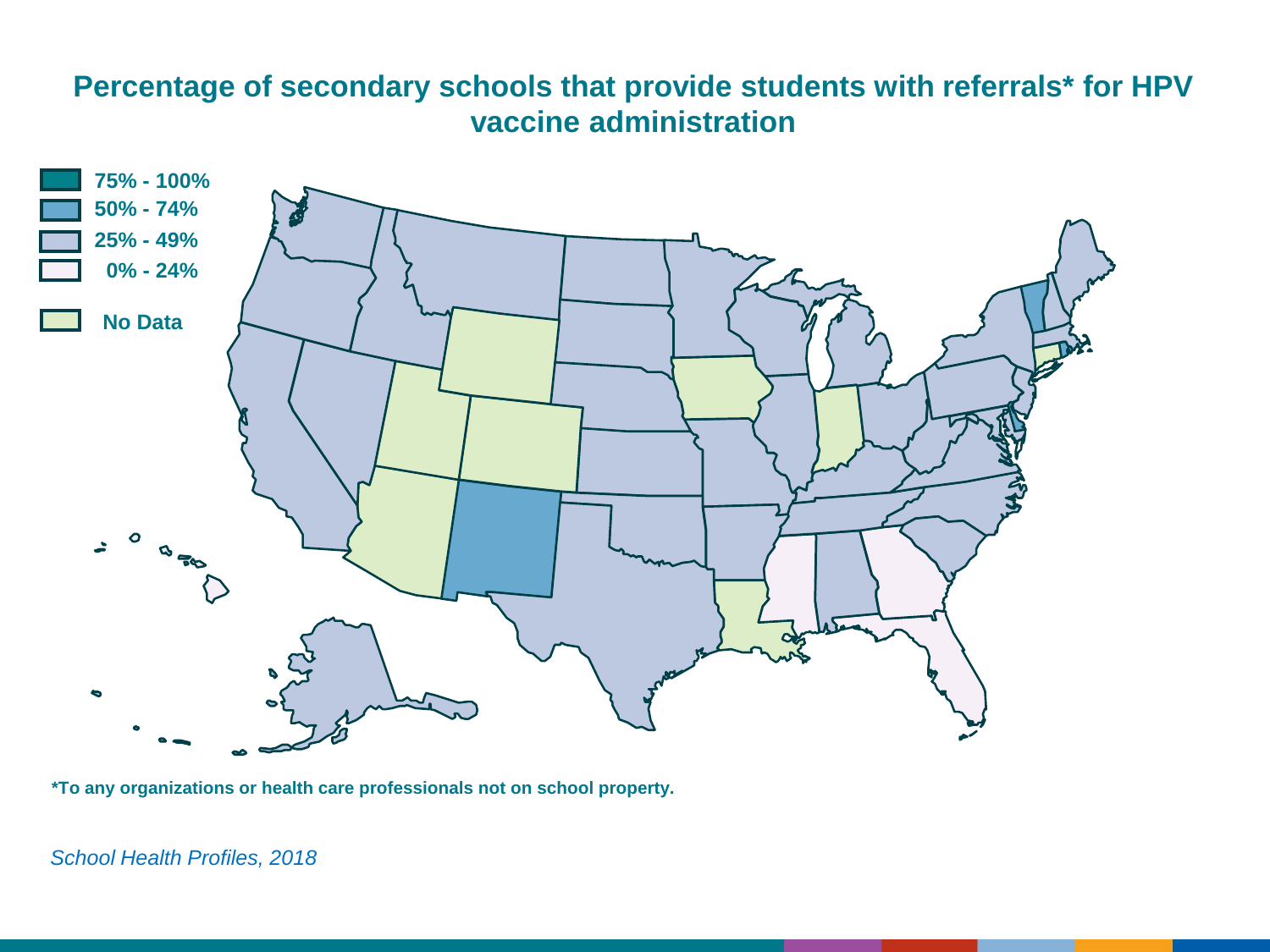# Percentage of secondary schools that provide students with referrals* for HPV vaccine administration

75% - 100%

50% - 74%

25% - 49%

0% - 24%

No Data

*To any organizations or health care professionals not on school property.

*School Health Profiles, 2018*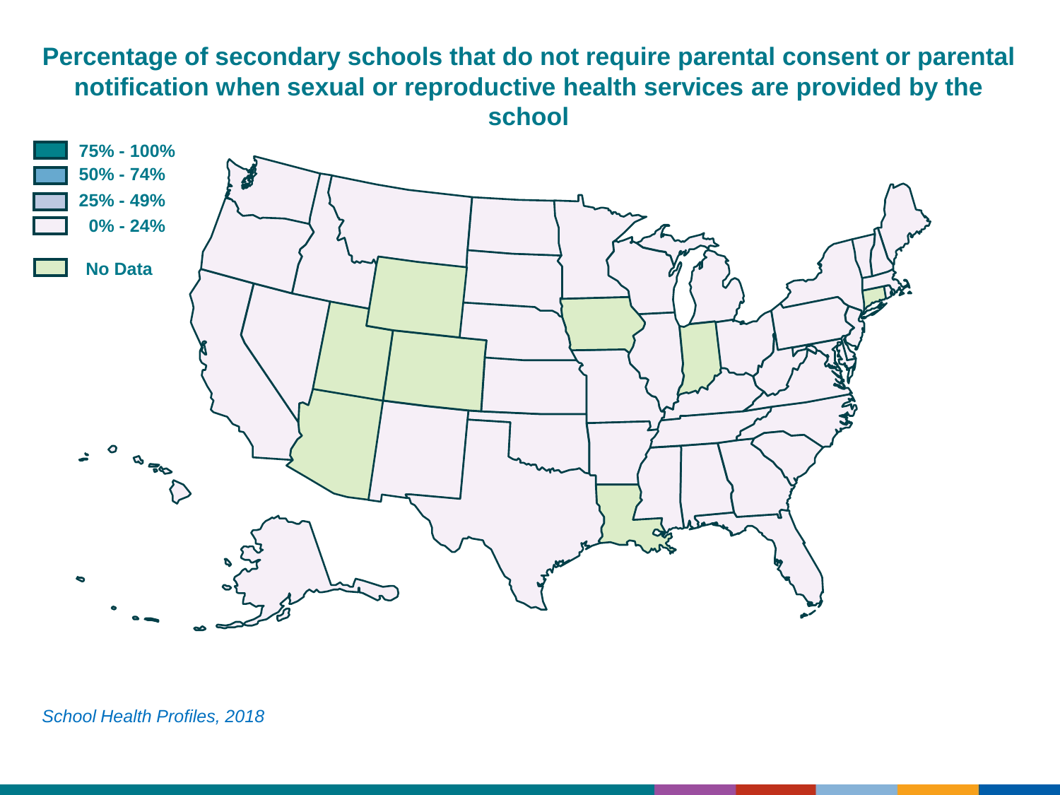## Percentage of secondary schools that do not require parental consent or parental notification when sexual or reproductive health services are provided by the school

- 75% - 100%
- 50% - 74%
- 25% - 49%
- 0% - 24%
- No Data

*School Health Profiles, 2018*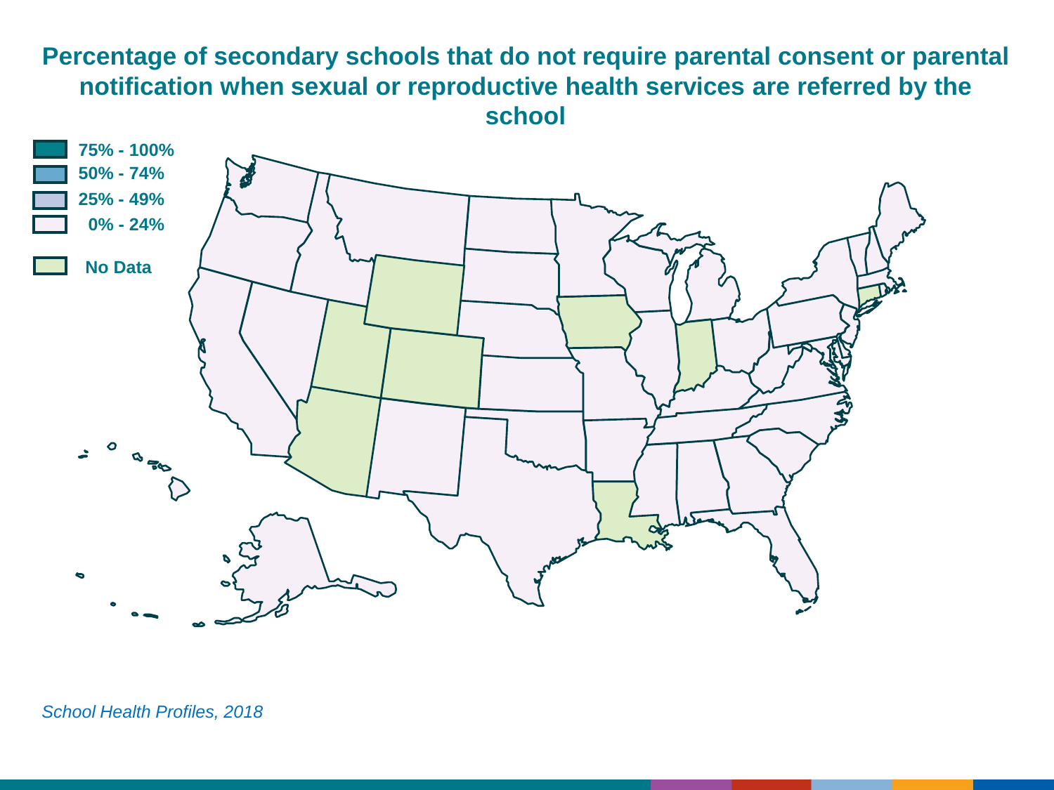# Percentage of secondary schools that do not require parental consent or parental notification when sexual or reproductive health services are referred by the school

75% - 100%

50% - 74%

25% - 49%

0% - 24%

No Data

*School Health Profiles, 2018*